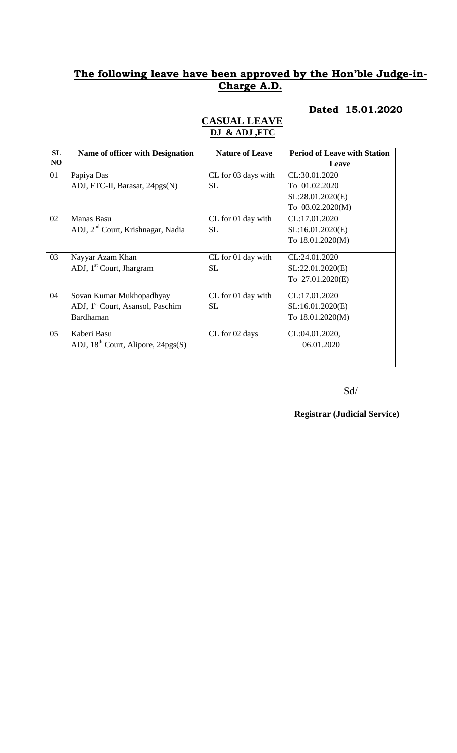## **The following leave have been approved by the Hon'ble Judge-in-Charge A.D.**

**Dated 15.01.2020**

### **CASUAL LEAVE**

**DJ & ADJ ,FTC**

| SL NO | Name of officer with Designation | Nature of Leave | Period of Leave with Station Leave |
|---|---|---|---|
| 01 | Papiya Das<br>ADJ, FTC-II, Barasat, 24pgs(N) | CL for 03 days with SL | CL:30.01.2020<br>To 01.02.2020<br>SL:28.01.2020(E)<br>To 03.02.2020(M) |
| 02 | Manas Basu<br>ADJ, 2nd Court, Krishnagar, Nadia | CL for 01 day with SL | CL:17.01.2020<br>SL:16.01.2020(E)<br>To 18.01.2020(M) |
| 03 | Nayyar Azam Khan<br>ADJ, 1st Court, Jhargram | CL for 01 day with SL | CL:24.01.2020<br>SL:22.01.2020(E)<br>To 27.01.2020(E) |
| 04 | Sovan Kumar Mukhopadhyay<br>ADJ, 1st Court, Asansol, Paschim Bardhaman | CL for 01 day with SL | CL:17.01.2020<br>SL:16.01.2020(E)<br>To 18.01.2020(M) |
| 05 | Kaberi Basu<br>ADJ, 18th Court, Alipore, 24pgs(S) | CL for 02 days | CL:04.01.2020,<br>06.01.2020 |

Sd/

**Registrar (Judicial Service)**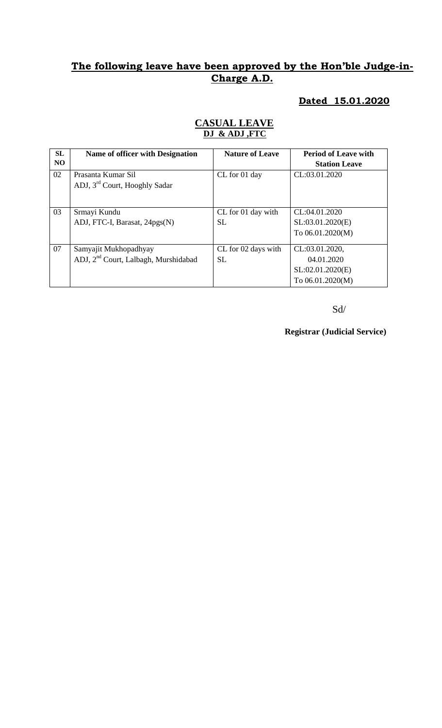## **The following leave have been approved by the Hon'ble Judge-in-Charge A.D.**

**Dated 15.01.2020**

### CASUAL LEAVE
**DJ & ADJ ,FTC**

| SL NO | Name of officer with Designation | Nature of Leave | Period of Leave with Station Leave |
|---|---|---|---|
| 02 | Prasanta Kumar Sil<br>ADJ, 3rd Court, Hooghly Sadar | CL for 01 day | CL:03.01.2020 |
| 03 | Srmayi Kundu<br>ADJ, FTC-I, Barasat, 24pgs(N) | CL for 01 day with SL | CL:04.01.2020<br>SL:03.01.2020(E)<br>To 06.01.2020(M) |
| 07 | Samyajit Mukhopadhyay<br>ADJ, 2nd Court, Lalbagh, Murshidabad | CL for 02 days with SL | CL:03.01.2020,<br>04.01.2020<br>SL:02.01.2020(E)<br>To 06.01.2020(M) |

Sd/

**Registrar (Judicial Service)**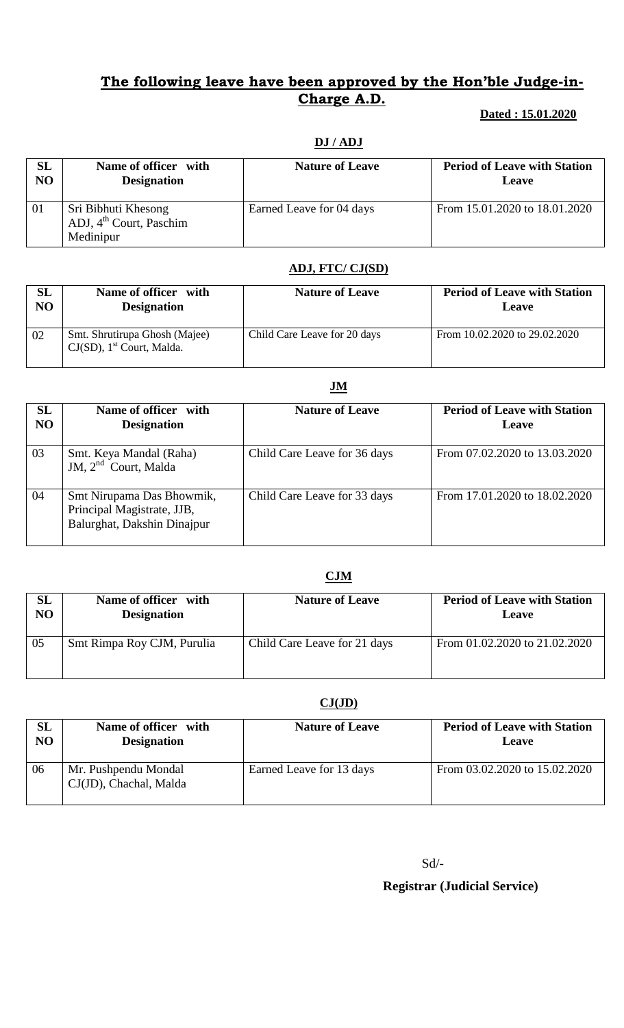## **The following leave have been approved by the Hon'ble Judge-in-Charge A.D.**

**Dated : 15.01.2020**

**DJ / ADJ**

| SL NO | Name of officer with Designation | Nature of Leave | Period of Leave with Station Leave |
|---|---|---|---|
| 01 | Sri Bibhuti Khesong ADJ, 4th Court, Paschim Medinipur | Earned Leave for 04 days | From 15.01.2020 to 18.01.2020 |

**ADJ, FTC/ CJ(SD)**

| SL NO | Name of officer with Designation | Nature of Leave | Period of Leave with Station Leave |
|---|---|---|---|
| 02 | Smt. Shrutirupa Ghosh (Majee) CJ(SD), 1st Court, Malda. | Child Care Leave for 20 days | From 10.02.2020 to 29.02.2020 |

**JM**

| SL NO | Name of officer with Designation | Nature of Leave | Period of Leave with Station Leave |
|---|---|---|---|
| 03 | Smt. Keya Mandal (Raha) JM, 2nd Court, Malda | Child Care Leave for 36 days | From 07.02.2020 to 13.03.2020 |
| 04 | Smt Nirupama Das Bhowmik, Principal Magistrate, JJB, Balurghat, Dakshin Dinajpur | Child Care Leave for 33 days | From 17.01.2020 to 18.02.2020 |

**CJM**

| SL NO | Name of officer with Designation | Nature of Leave | Period of Leave with Station Leave |
|---|---|---|---|
| 05 | Smt Rimpa Roy CJM, Purulia | Child Care Leave for 21 days | From 01.02.2020 to 21.02.2020 |

**CJ(JD)**

| SL NO | Name of officer with Designation | Nature of Leave | Period of Leave with Station Leave |
|---|---|---|---|
| 06 | Mr. Pushpendu Mondal CJ(JD), Chachal, Malda | Earned Leave for 13 days | From 03.02.2020 to 15.02.2020 |

Sd/-

**Registrar (Judicial Service)**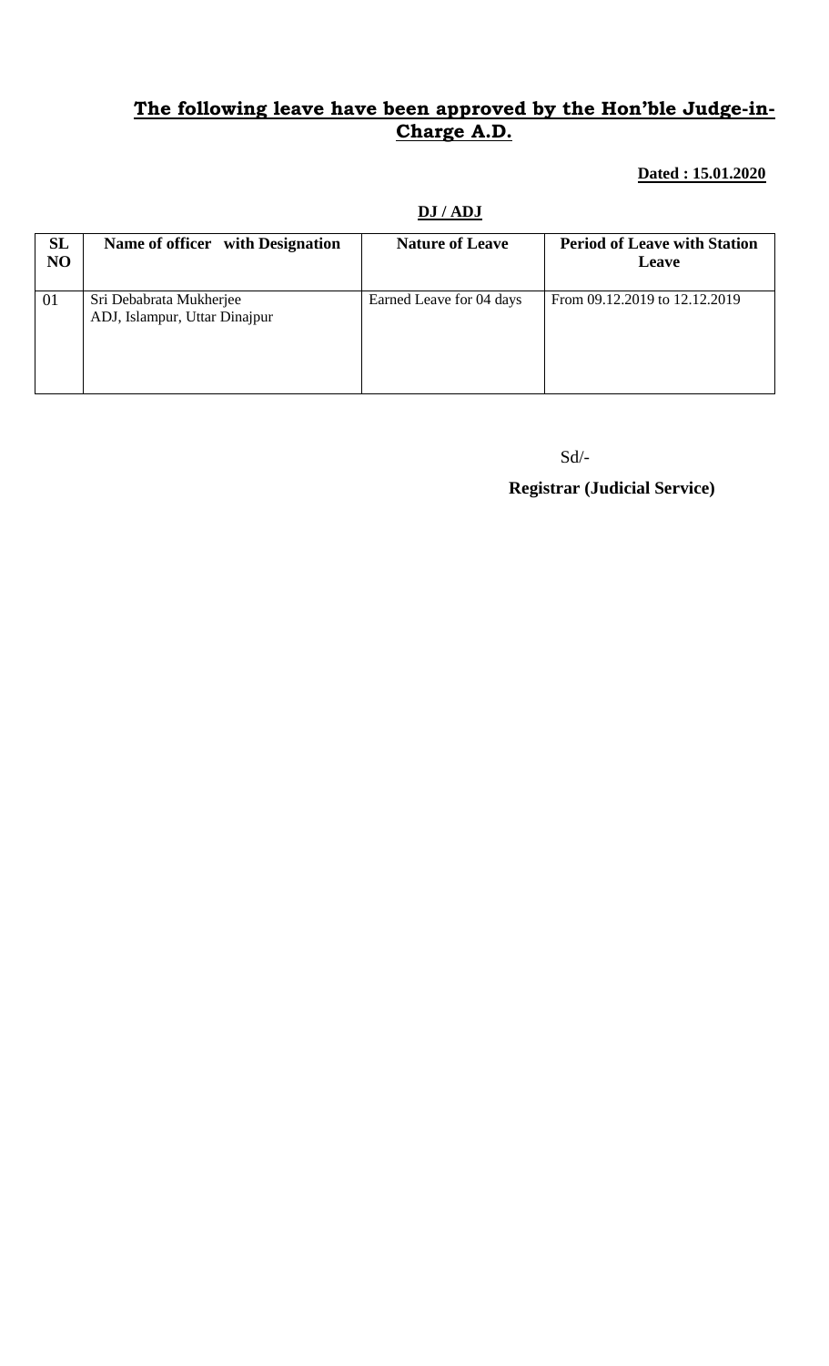## The following leave have been approved by the Hon'ble Judge-in-Charge A.D.

**Dated : 15.01.2020**

**DJ / ADJ**

| SL NO | Name of officer with Designation | Nature of Leave | Period of Leave with Station Leave |
|---|---|---|---|
| 01 | Sri Debabrata Mukherjee ADJ, Islampur, Uttar Dinajpur | Earned Leave for 04 days | From 09.12.2019 to 12.12.2019 |

Sd/-

**Registrar (Judicial Service)**